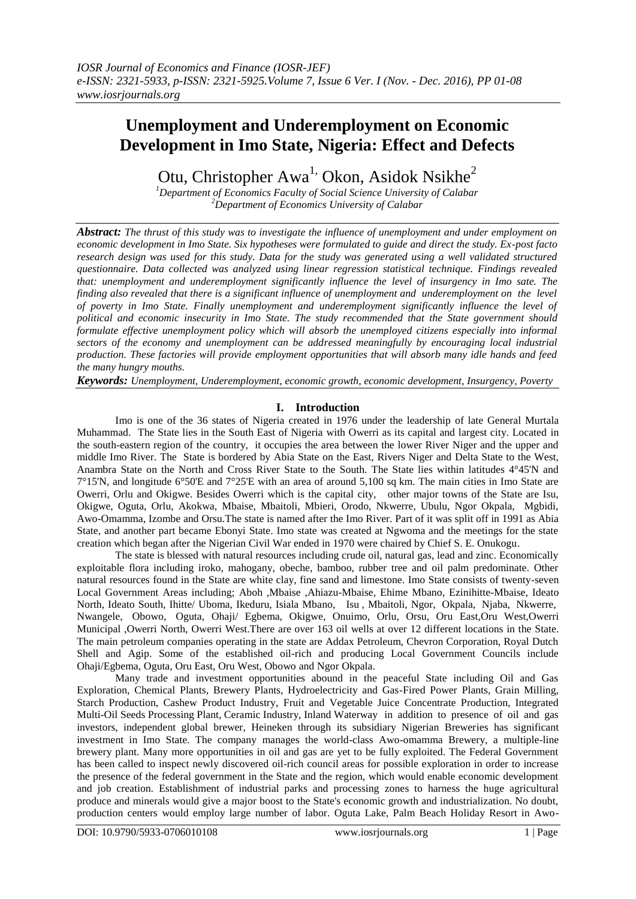# Unemployment and Underemployment on Economic Development in Imo State, Nigeria: Effect and Defects

Otu, Christopher Awa[1], Okon, Asidok Nsikhe[2]

[1]Department of Economics Faculty of Social Science University of Calabar
[2]Department of Economics University of Calabar

***Abstract:*** *The thrust of this study was to investigate the influence of unemployment and under employment on economic development in Imo State. Six hypotheses were formulated to guide and direct the study. Ex-post facto research design was used for this study. Data for the study was generated using a well validated structured questionnaire. Data collected was analyzed using linear regression statistical technique. Findings revealed that: unemployment and underemployment significantly influence the level of insurgency in Imo sate. The finding also revealed that there is a significant influence of unemployment and underemployment on the level of poverty in Imo State. Finally unemployment and underemployment significantly influence the level of political and economic insecurity in Imo State. The study recommended that the State government should formulate effective unemployment policy which will absorb the unemployed citizens especially into informal sectors of the economy and unemployment can be addressed meaningfully by encouraging local industrial production. These factories will provide employment opportunities that will absorb many idle hands and feed the many hungry mouths.*

***Keywords:*** *Unemployment, Underemployment, economic growth, economic development, Insurgency, Poverty*

## I. Introduction

Imo is one of the 36 states of Nigeria created in 1976 under the leadership of late General Murtala Muhammad. The State lies in the South East of Nigeria with Owerri as its capital and largest city. Located in the south-eastern region of the country, it occupies the area between the lower River Niger and the upper and middle Imo River. The State is bordered by Abia State on the East, Rivers Niger and Delta State to the West, Anambra State on the North and Cross River State to the South. The State lies within latitudes 4°45'N and 7°15'N, and longitude 6°50'E and 7°25'E with an area of around 5,100 sq km. The main cities in Imo State are Owerri, Orlu and Okigwe. Besides Owerri which is the capital city, other major towns of the State are Isu, Okigwe, Oguta, Orlu, Akokwa, Mbaise, Mbaitoli, Mbieri, Orodo, Nkwerre, Ubulu, Ngor Okpala, Mgbidi, Awo-Omamma, Izombe and Orsu.The state is named after the Imo River. Part of it was split off in 1991 as Abia State, and another part became Ebonyi State. Imo state was created at Ngwoma and the meetings for the state creation which began after the Nigerian Civil War ended in 1970 were chaired by Chief S. E. Onukogu.

The state is blessed with natural resources including crude oil, natural gas, lead and zinc. Economically exploitable flora including iroko, mahogany, obeche, bamboo, rubber tree and oil palm predominate. Other natural resources found in the State are white clay, fine sand and limestone. Imo State consists of twenty-seven Local Government Areas including; Aboh ,Mbaise ,Ahiazu-Mbaise, Ehime Mbano, Ezinihitte-Mbaise, Ideato North, Ideato South, Ihitte/ Uboma, Ikeduru, Isiala Mbano, Isu , Mbaitoli, Ngor, Okpala, Njaba, Nkwerre, Nwangele, Obowo, Oguta, Ohaji/ Egbema, Okigwe, Onuimo, Orlu, Orsu, Oru East,Oru West,Owerri Municipal ,Owerri North, Owerri West.There are over 163 oil wells at over 12 different locations in the State. The main petroleum companies operating in the state are Addax Petroleum, Chevron Corporation, Royal Dutch Shell and Agip. Some of the established oil-rich and producing Local Government Councils include Ohaji/Egbema, Oguta, Oru East, Oru West, Obowo and Ngor Okpala.

Many trade and investment opportunities abound in the peaceful State including Oil and Gas Exploration, Chemical Plants, Brewery Plants, Hydroelectricity and Gas-Fired Power Plants, Grain Milling, Starch Production, Cashew Product Industry, Fruit and Vegetable Juice Concentrate Production, Integrated Multi-Oil Seeds Processing Plant, Ceramic Industry, Inland Waterway in addition to presence of oil and gas investors, independent global brewer, Heineken through its subsidiary Nigerian Breweries has significant investment in Imo State. The company manages the world-class Awo-omamma Brewery, a multiple-line brewery plant. Many more opportunities in oil and gas are yet to be fully exploited. The Federal Government has been called to inspect newly discovered oil-rich council areas for possible exploration in order to increase the presence of the federal government in the State and the region, which would enable economic development and job creation. Establishment of industrial parks and processing zones to harness the huge agricultural produce and minerals would give a major boost to the State's economic growth and industrialization. No doubt, production centers would employ large number of labor. Oguta Lake, Palm Beach Holiday Resort in Awo-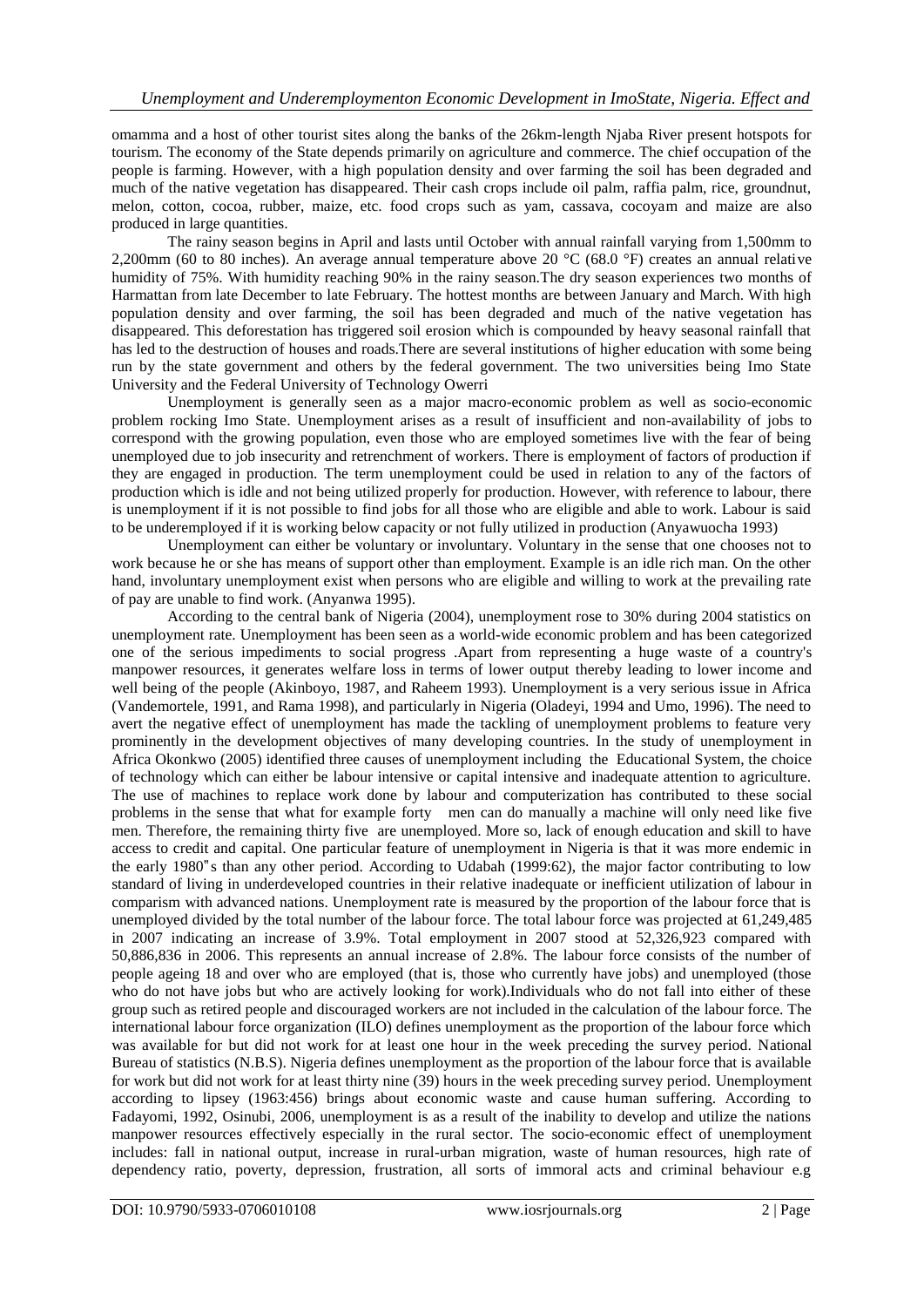omamma and a host of other tourist sites along the banks of the 26km-length Njaba River present hotspots for tourism. The economy of the State depends primarily on agriculture and commerce. The chief occupation of the people is farming. However, with a high population density and over farming the soil has been degraded and much of the native vegetation has disappeared. Their cash crops include oil palm, raffia palm, rice, groundnut, melon, cotton, cocoa, rubber, maize, etc. food crops such as yam, cassava, cocoyam and maize are also produced in large quantities.

The rainy season begins in April and lasts until October with annual rainfall varying from 1,500mm to 2,200mm (60 to 80 inches). An average annual temperature above 20 °C (68.0 °F) creates an annual relative humidity of 75%. With humidity reaching 90% in the rainy season.The dry season experiences two months of Harmattan from late December to late February. The hottest months are between January and March. With high population density and over farming, the soil has been degraded and much of the native vegetation has disappeared. This deforestation has triggered soil erosion which is compounded by heavy seasonal rainfall that has led to the destruction of houses and roads.There are several institutions of higher education with some being run by the state government and others by the federal government. The two universities being Imo State University and the Federal University of Technology Owerri

Unemployment is generally seen as a major macro-economic problem as well as socio-economic problem rocking Imo State. Unemployment arises as a result of insufficient and non-availability of jobs to correspond with the growing population, even those who are employed sometimes live with the fear of being unemployed due to job insecurity and retrenchment of workers. There is employment of factors of production if they are engaged in production. The term unemployment could be used in relation to any of the factors of production which is idle and not being utilized properly for production. However, with reference to labour, there is unemployment if it is not possible to find jobs for all those who are eligible and able to work. Labour is said to be underemployed if it is working below capacity or not fully utilized in production (Anyawuocha 1993)

Unemployment can either be voluntary or involuntary. Voluntary in the sense that one chooses not to work because he or she has means of support other than employment. Example is an idle rich man. On the other hand, involuntary unemployment exist when persons who are eligible and willing to work at the prevailing rate of pay are unable to find work. (Anyanwa 1995).

According to the central bank of Nigeria (2004), unemployment rose to 30% during 2004 statistics on unemployment rate. Unemployment has been seen as a world-wide economic problem and has been categorized one of the serious impediments to social progress .Apart from representing a huge waste of a country's manpower resources, it generates welfare loss in terms of lower output thereby leading to lower income and well being of the people (Akinboyo, 1987, and Raheem 1993). Unemployment is a very serious issue in Africa (Vandemortele, 1991, and Rama 1998), and particularly in Nigeria (Oladeyi, 1994 and Umo, 1996). The need to avert the negative effect of unemployment has made the tackling of unemployment problems to feature very prominently in the development objectives of many developing countries. In the study of unemployment in Africa Okonkwo (2005) identified three causes of unemployment including the Educational System, the choice of technology which can either be labour intensive or capital intensive and inadequate attention to agriculture. The use of machines to replace work done by labour and computerization has contributed to these social problems in the sense that what for example forty men can do manually a machine will only need like five men. Therefore, the remaining thirty five are unemployed. More so, lack of enough education and skill to have access to credit and capital. One particular feature of unemployment in Nigeria is that it was more endemic in the early 1980"s than any other period. According to Udabah (1999:62), the major factor contributing to low standard of living in underdeveloped countries in their relative inadequate or inefficient utilization of labour in comparism with advanced nations. Unemployment rate is measured by the proportion of the labour force that is unemployed divided by the total number of the labour force. The total labour force was projected at 61,249,485 in 2007 indicating an increase of 3.9%. Total employment in 2007 stood at 52,326,923 compared with 50,886,836 in 2006. This represents an annual increase of 2.8%. The labour force consists of the number of people ageing 18 and over who are employed (that is, those who currently have jobs) and unemployed (those who do not have jobs but who are actively looking for work).Individuals who do not fall into either of these group such as retired people and discouraged workers are not included in the calculation of the labour force. The international labour force organization (ILO) defines unemployment as the proportion of the labour force which was available for but did not work for at least one hour in the week preceding the survey period. National Bureau of statistics (N.B.S). Nigeria defines unemployment as the proportion of the labour force that is available for work but did not work for at least thirty nine (39) hours in the week preceding survey period. Unemployment according to lipsey (1963:456) brings about economic waste and cause human suffering. According to Fadayomi, 1992, Osinubi, 2006, unemployment is as a result of the inability to develop and utilize the nations manpower resources effectively especially in the rural sector. The socio-economic effect of unemployment includes: fall in national output, increase in rural-urban migration, waste of human resources, high rate of dependency ratio, poverty, depression, frustration, all sorts of immoral acts and criminal behaviour e.g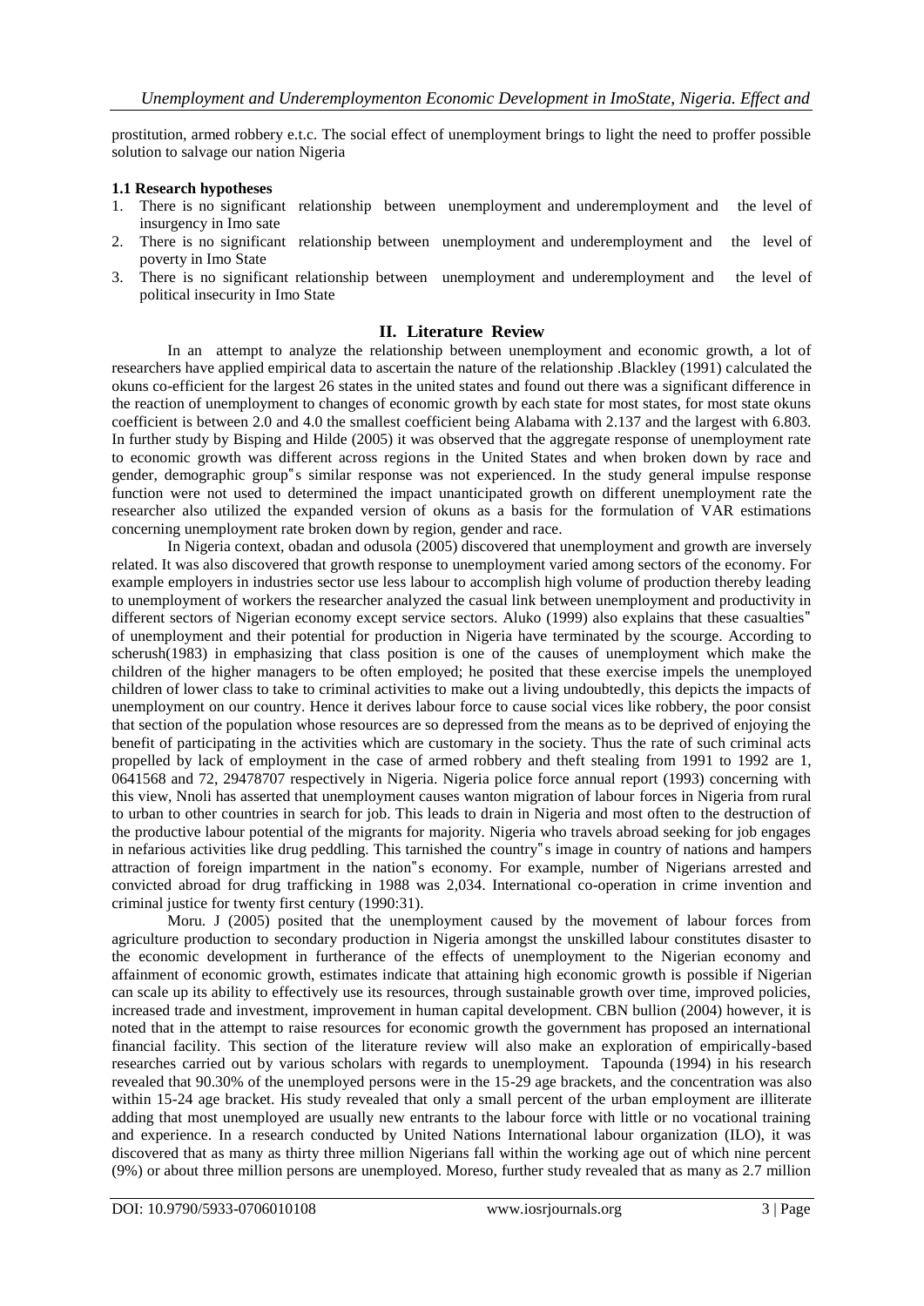prostitution, armed robbery e.t.c. The social effect of unemployment brings to light the need to proffer possible solution to salvage our nation Nigeria

### 1.1 Research hypotheses

1. There is no significant relationship between unemployment and underemployment and the level of insurgency in Imo sate
2. There is no significant relationship between unemployment and underemployment and the level of poverty in Imo State
3. There is no significant relationship between unemployment and underemployment and the level of political insecurity in Imo State

## II. Literature Review

In an attempt to analyze the relationship between unemployment and economic growth, a lot of researchers have applied empirical data to ascertain the nature of the relationship .Blackley (1991) calculated the okuns co-efficient for the largest 26 states in the united states and found out there was a significant difference in the reaction of unemployment to changes of economic growth by each state for most states, for most state okuns coefficient is between 2.0 and 4.0 the smallest coefficient being Alabama with 2.137 and the largest with 6.803. In further study by Bisping and Hilde (2005) it was observed that the aggregate response of unemployment rate to economic growth was different across regions in the United States and when broken down by race and gender, demographic group"s similar response was not experienced. In the study general impulse response function were not used to determined the impact unanticipated growth on different unemployment rate the researcher also utilized the expanded version of okuns as a basis for the formulation of VAR estimations concerning unemployment rate broken down by region, gender and race.

In Nigeria context, obadan and odusola (2005) discovered that unemployment and growth are inversely related. It was also discovered that growth response to unemployment varied among sectors of the economy. For example employers in industries sector use less labour to accomplish high volume of production thereby leading to unemployment of workers the researcher analyzed the casual link between unemployment and productivity in different sectors of Nigerian economy except service sectors. Aluko (1999) also explains that these casualties" of unemployment and their potential for production in Nigeria have terminated by the scourge. According to scherush(1983) in emphasizing that class position is one of the causes of unemployment which make the children of the higher managers to be often employed; he posited that these exercise impels the unemployed children of lower class to take to criminal activities to make out a living undoubtedly, this depicts the impacts of unemployment on our country. Hence it derives labour force to cause social vices like robbery, the poor consist that section of the population whose resources are so depressed from the means as to be deprived of enjoying the benefit of participating in the activities which are customary in the society. Thus the rate of such criminal acts propelled by lack of employment in the case of armed robbery and theft stealing from 1991 to 1992 are 1, 0641568 and 72, 29478707 respectively in Nigeria. Nigeria police force annual report (1993) concerning with this view, Nnoli has asserted that unemployment causes wanton migration of labour forces in Nigeria from rural to urban to other countries in search for job. This leads to drain in Nigeria and most often to the destruction of the productive labour potential of the migrants for majority. Nigeria who travels abroad seeking for job engages in nefarious activities like drug peddling. This tarnished the country"s image in country of nations and hampers attraction of foreign impartment in the nation"s economy. For example, number of Nigerians arrested and convicted abroad for drug trafficking in 1988 was 2,034. International co-operation in crime invention and criminal justice for twenty first century (1990:31).

Moru. J (2005) posited that the unemployment caused by the movement of labour forces from agriculture production to secondary production in Nigeria amongst the unskilled labour constitutes disaster to the economic development in furtherance of the effects of unemployment to the Nigerian economy and affainment of economic growth, estimates indicate that attaining high economic growth is possible if Nigerian can scale up its ability to effectively use its resources, through sustainable growth over time, improved policies, increased trade and investment, improvement in human capital development. CBN bullion (2004) however, it is noted that in the attempt to raise resources for economic growth the government has proposed an international financial facility. This section of the literature review will also make an exploration of empirically-based researches carried out by various scholars with regards to unemployment. Tapounda (1994) in his research revealed that 90.30% of the unemployed persons were in the 15-29 age brackets, and the concentration was also within 15-24 age bracket. His study revealed that only a small percent of the urban employment are illiterate adding that most unemployed are usually new entrants to the labour force with little or no vocational training and experience. In a research conducted by United Nations International labour organization (ILO), it was discovered that as many as thirty three million Nigerians fall within the working age out of which nine percent (9%) or about three million persons are unemployed. Moreso, further study revealed that as many as 2.7 million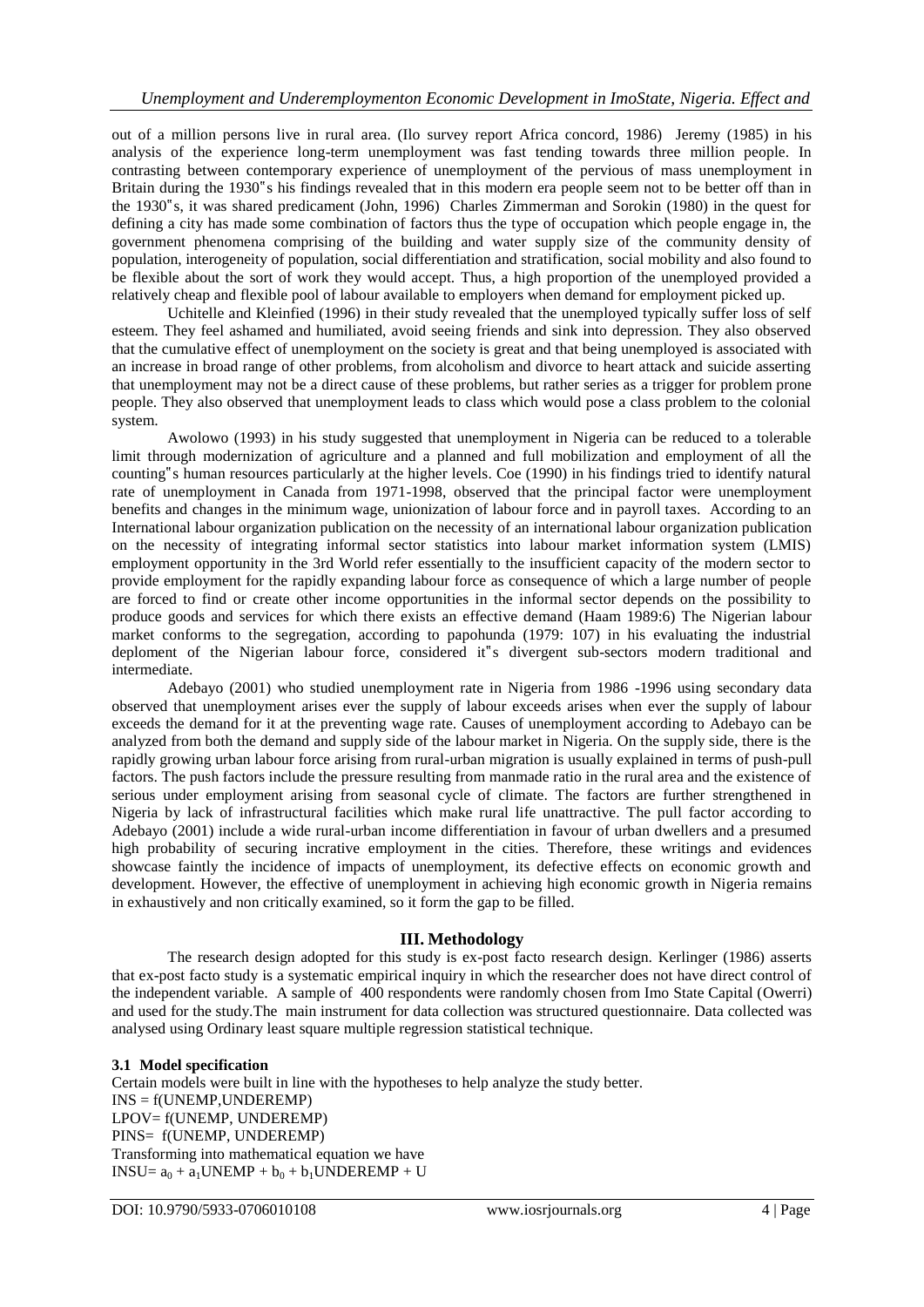out of a million persons live in rural area. (Ilo survey report Africa concord, 1986) Jeremy (1985) in his analysis of the experience long-term unemployment was fast tending towards three million people. In contrasting between contemporary experience of unemployment of the pervious of mass unemployment in Britain during the 1930"s his findings revealed that in this modern era people seem not to be better off than in the 1930"s, it was shared predicament (John, 1996) Charles Zimmerman and Sorokin (1980) in the quest for defining a city has made some combination of factors thus the type of occupation which people engage in, the government phenomena comprising of the building and water supply size of the community density of population, interogeneity of population, social differentiation and stratification, social mobility and also found to be flexible about the sort of work they would accept. Thus, a high proportion of the unemployed provided a relatively cheap and flexible pool of labour available to employers when demand for employment picked up.

Uchitelle and Kleinfied (1996) in their study revealed that the unemployed typically suffer loss of self esteem. They feel ashamed and humiliated, avoid seeing friends and sink into depression. They also observed that the cumulative effect of unemployment on the society is great and that being unemployed is associated with an increase in broad range of other problems, from alcoholism and divorce to heart attack and suicide asserting that unemployment may not be a direct cause of these problems, but rather series as a trigger for problem prone people. They also observed that unemployment leads to class which would pose a class problem to the colonial system.

Awolowo (1993) in his study suggested that unemployment in Nigeria can be reduced to a tolerable limit through modernization of agriculture and a planned and full mobilization and employment of all the counting"s human resources particularly at the higher levels. Coe (1990) in his findings tried to identify natural rate of unemployment in Canada from 1971-1998, observed that the principal factor were unemployment benefits and changes in the minimum wage, unionization of labour force and in payroll taxes. According to an International labour organization publication on the necessity of an international labour organization publication on the necessity of integrating informal sector statistics into labour market information system (LMIS) employment opportunity in the 3rd World refer essentially to the insufficient capacity of the modern sector to provide employment for the rapidly expanding labour force as consequence of which a large number of people are forced to find or create other income opportunities in the informal sector depends on the possibility to produce goods and services for which there exists an effective demand (Haam 1989:6) The Nigerian labour market conforms to the segregation, according to papohunda (1979: 107) in his evaluating the industrial deploment of the Nigerian labour force, considered it"s divergent sub-sectors modern traditional and intermediate.

Adebayo (2001) who studied unemployment rate in Nigeria from 1986 -1996 using secondary data observed that unemployment arises ever the supply of labour exceeds arises when ever the supply of labour exceeds the demand for it at the preventing wage rate. Causes of unemployment according to Adebayo can be analyzed from both the demand and supply side of the labour market in Nigeria. On the supply side, there is the rapidly growing urban labour force arising from rural-urban migration is usually explained in terms of push-pull factors. The push factors include the pressure resulting from manmade ratio in the rural area and the existence of serious under employment arising from seasonal cycle of climate. The factors are further strengthened in Nigeria by lack of infrastructural facilities which make rural life unattractive. The pull factor according to Adebayo (2001) include a wide rural-urban income differentiation in favour of urban dwellers and a presumed high probability of securing incrative employment in the cities. Therefore, these writings and evidences showcase faintly the incidence of impacts of unemployment, its defective effects on economic growth and development. However, the effective of unemployment in achieving high economic growth in Nigeria remains in exhaustively and non critically examined, so it form the gap to be filled.

## III. Methodology

The research design adopted for this study is ex-post facto research design. Kerlinger (1986) asserts that ex-post facto study is a systematic empirical inquiry in which the researcher does not have direct control of the independent variable. A sample of 400 respondents were randomly chosen from Imo State Capital (Owerri) and used for the study.The main instrument for data collection was structured questionnaire. Data collected was analysed using Ordinary least square multiple regression statistical technique.

### 3.1 Model specification

Certain models were built in line with the hypotheses to help analyze the study better.

INS = f(UNEMP,UNDEREMP)

LPOV= f(UNEMP, UNDEREMP)

PINS= f(UNEMP, UNDEREMP)

Transforming into mathematical equation we have

$$INSU= a_0 + a_1UNEMP + b_0 + b_1UNDEREMP + U$$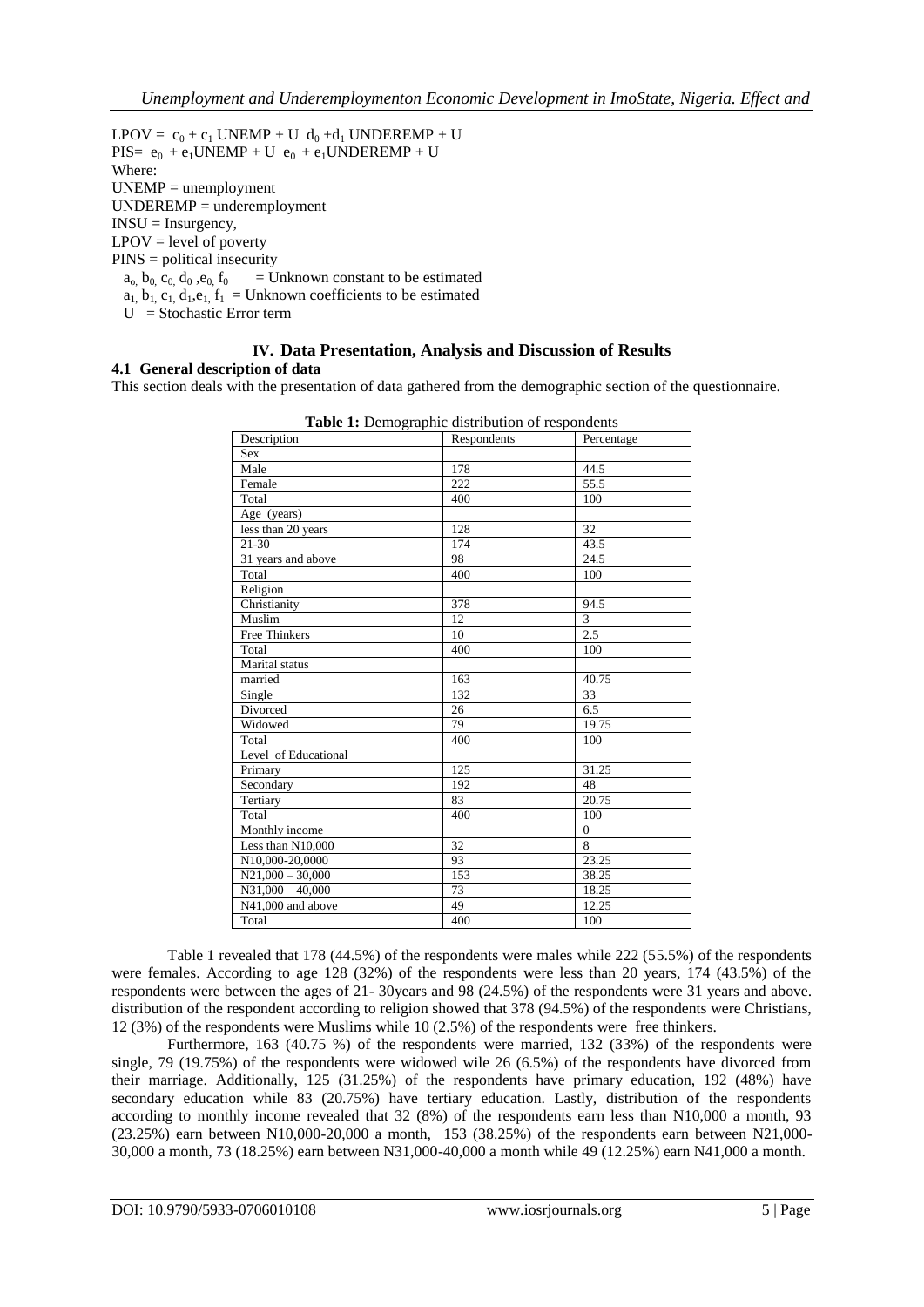$LPOV = c_0 + c_1$ UNEMP + U $d_0 + d_1$ UNDEREMP + U

$PIS= e_0 + e_1$UNEMP + U $e_0 + e_1$UNDEREMP + U

Where:

UNEMP = unemployment

UNDEREMP = underemployment

INSU = Insurgency,

LPOV = level of poverty

PINS = political insecurity

$a_0, b_0, c_0, d_0, e_0, f_0$ = Unknown constant to be estimated

$a_1, b_1, c_1, d_1, e_1, f_1$ = Unknown coefficients to be estimated

U = Stochastic Error term

## IV. Data Presentation, Analysis and Discussion of Results

### 4.1 General description of data

This section deals with the presentation of data gathered from the demographic section of the questionnaire.

**Table 1:** Demographic distribution of respondents

| Description | Respondents | Percentage |
|---|---|---|
| Sex | | |
| Male | 178 | 44.5 |
| Female | 222 | 55.5 |
| Total | 400 | 100 |
| Age (years) | | |
| less than 20 years | 128 | 32 |
| 21-30 | 174 | 43.5 |
| 31 years and above | 98 | 24.5 |
| Total | 400 | 100 |
| Religion | | |
| Christianity | 378 | 94.5 |
| Muslim | 12 | 3 |
| Free Thinkers | 10 | 2.5 |
| Total | 400 | 100 |
| Marital status | | |
| married | 163 | 40.75 |
| Single | 132 | 33 |
| Divorced | 26 | 6.5 |
| Widowed | 79 | 19.75 |
| Total | 400 | 100 |
| Level of Educational | | |
| Primary | 125 | 31.25 |
| Secondary | 192 | 48 |
| Tertiary | 83 | 20.75 |
| Total | 400 | 100 |
| Monthly income | | 0 |
| Less than N10,000 | 32 | 8 |
| N10,000-20,0000 | 93 | 23.25 |
| N21,000 – 30,000 | 153 | 38.25 |
| N31,000 – 40,000 | 73 | 18.25 |
| N41,000 and above | 49 | 12.25 |
| Total | 400 | 100 |

Table 1 revealed that 178 (44.5%) of the respondents were males while 222 (55.5%) of the respondents were females. According to age 128 (32%) of the respondents were less than 20 years, 174 (43.5%) of the respondents were between the ages of 21- 30years and 98 (24.5%) of the respondents were 31 years and above. distribution of the respondent according to religion showed that 378 (94.5%) of the respondents were Christians, 12 (3%) of the respondents were Muslims while 10 (2.5%) of the respondents were free thinkers.

Furthermore, 163 (40.75 %) of the respondents were married, 132 (33%) of the respondents were single, 79 (19.75%) of the respondents were widowed wile 26 (6.5%) of the respondents have divorced from their marriage. Additionally, 125 (31.25%) of the respondents have primary education, 192 (48%) have secondary education while 83 (20.75%) have tertiary education. Lastly, distribution of the respondents according to monthly income revealed that 32 (8%) of the respondents earn less than N10,000 a month, 93 (23.25%) earn between N10,000-20,000 a month, 153 (38.25%) of the respondents earn between N21,000-30,000 a month, 73 (18.25%) earn between N31,000-40,000 a month while 49 (12.25%) earn N41,000 a month.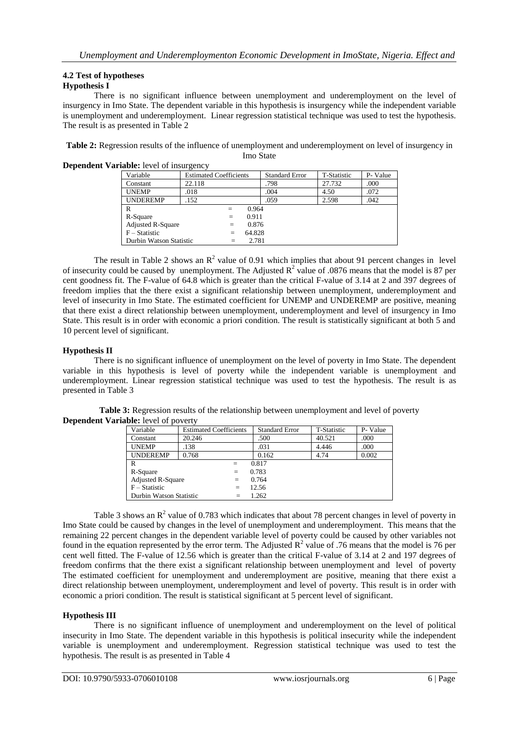### 4.2 Test of hypotheses

#### Hypothesis I

There is no significant influence between unemployment and underemployment on the level of insurgency in Imo State. The dependent variable in this hypothesis is insurgency while the independent variable is unemployment and underemployment. Linear regression statistical technique was used to test the hypothesis. The result is as presented in Table 2

**Table 2:** Regression results of the influence of unemployment and underemployment on level of insurgency in Imo State

**Dependent Variable:** level of insurgency

| Variable | Estimated Coefficients | Standard Error | T-Statistic | P- Value |
|---|---|---|---|---|
| Constant | 22.118 | .798 | 27.732 | .000 |
| UNEMP | .018 | .004 | 4.50 | .072 |
| UNDEREMP | .152 | .059 | 2.598 | .042 |
| R = 0.964 | | | | |
| R-Square = 0.911 | | | | |
| Adjusted R-Square = 0.876 | | | | |
| F – Statistic = 64.828 | | | | |
| Durbin Watson Statistic = 2.781 | | | | |

The result in Table 2 shows an $R^2$ value of 0.91 which implies that about 91 percent changes in level of insecurity could be caused by unemployment. The Adjusted $R^2$ value of .0876 means that the model is 87 per cent goodness fit. The F-value of 64.8 which is greater than the critical F-value of 3.14 at 2 and 397 degrees of freedom implies that the there exist a significant relationship between unemployment, underemployment and level of insecurity in Imo State. The estimated coefficient for UNEMP and UNDEREMP are positive, meaning that there exist a direct relationship between unemployment, underemployment and level of insurgency in Imo State. This result is in order with economic a priori condition. The result is statistically significant at both 5 and 10 percent level of significant.

#### Hypothesis II

There is no significant influence of unemployment on the level of poverty in Imo State. The dependent variable in this hypothesis is level of poverty while the independent variable is unemployment and underemployment. Linear regression statistical technique was used to test the hypothesis. The result is as presented in Table 3

**Table 3:** Regression results of the relationship between unemployment and level of poverty

**Dependent Variable:** level of poverty

| Variable | Estimated Coefficients | Standard Error | T-Statistic | P- Value |
|---|---|---|---|---|
| Constant | 20.246 | .500 | 40.521 | .000 |
| UNEMP | .138 | .031 | 4.446 | .000 |
| UNDEREMP | 0.768 | 0.162 | 4.74 | 0.002 |
| R = 0.817 | | | | |
| R-Square = 0.783 | | | | |
| Adjusted R-Square = 0.764 | | | | |
| F – Statistic = 12.56 | | | | |
| Durbin Watson Statistic = 1.262 | | | | |

Table 3 shows an $R^2$ value of 0.783 which indicates that about 78 percent changes in level of poverty in Imo State could be caused by changes in the level of unemployment and underemployment. This means that the remaining 22 percent changes in the dependent variable level of poverty could be caused by other variables not found in the equation represented by the error term. The Adjusted $R^2$ value of .76 means that the model is 76 per cent well fitted. The F-value of 12.56 which is greater than the critical F-value of 3.14 at 2 and 197 degrees of freedom confirms that the there exist a significant relationship between unemployment and level of poverty The estimated coefficient for unemployment and underemployment are positive, meaning that there exist a direct relationship between unemployment, underemployment and level of poverty. This result is in order with economic a priori condition. The result is statistical significant at 5 percent level of significant.

#### Hypothesis III

There is no significant influence of unemployment and underemployment on the level of political insecurity in Imo State. The dependent variable in this hypothesis is political insecurity while the independent variable is unemployment and underemployment. Regression statistical technique was used to test the hypothesis. The result is as presented in Table 4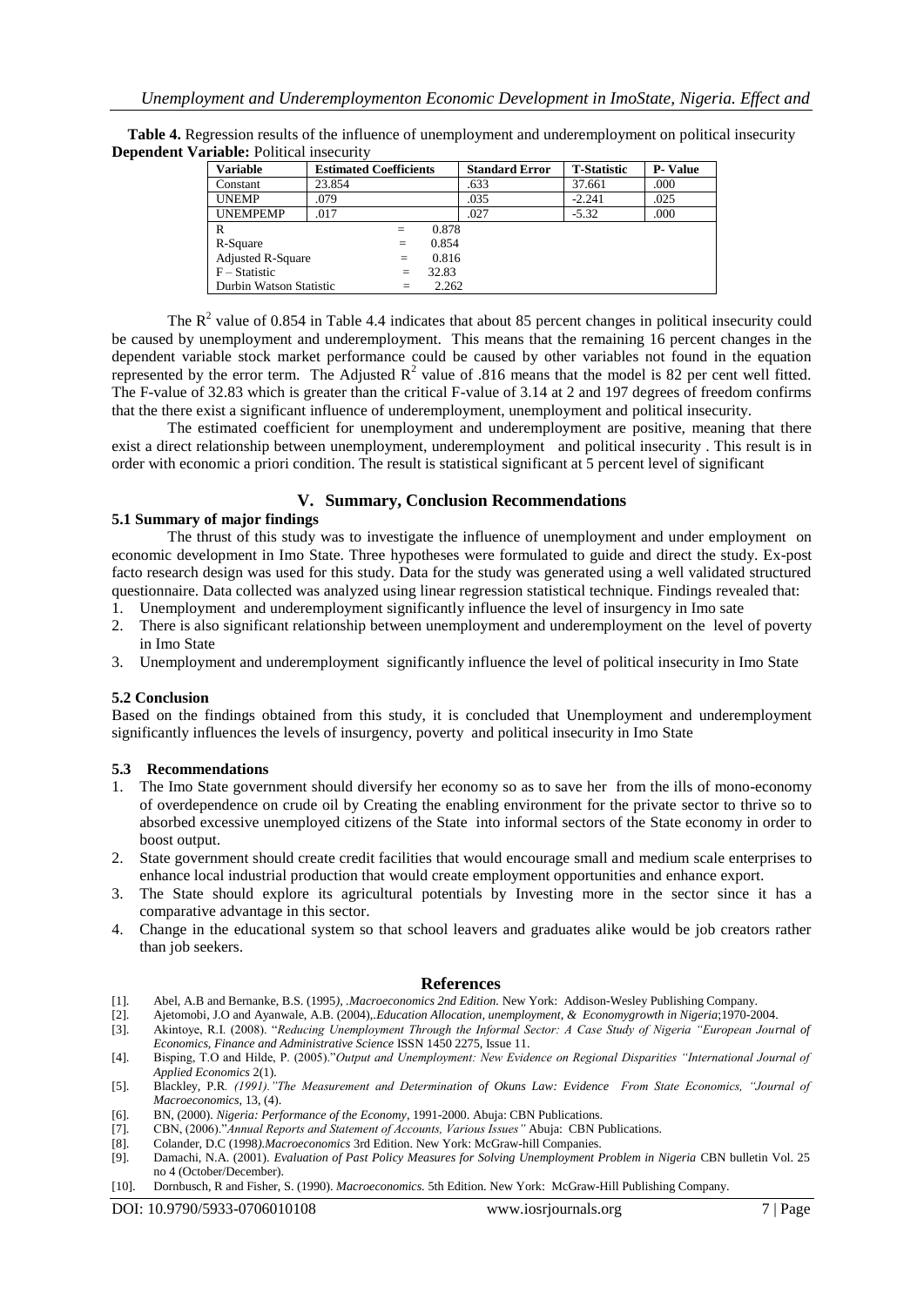**Table 4.** Regression results of the influence of unemployment and underemployment on political insecurity
**Dependent Variable:** Political insecurity

| Variable | Estimated Coefficients | Standard Error | T-Statistic | P- Value |
|---|---|---|---|---|
| Constant | 23.854 | .633 | 37.661 | .000 |
| UNEMP | .079 | .035 | -2.241 | .025 |
| UNEMPEMP | .017 | .027 | -5.32 | .000 |
| R | = 0.878 | | | |
| R-Square | = 0.854 | | | |
| Adjusted R-Square | = 0.816 | | | |
| F – Statistic | = 32.83 | | | |
| Durbin Watson Statistic | = 2.262 | | | |

The $R^2$ value of 0.854 in Table 4.4 indicates that about 85 percent changes in political insecurity could be caused by unemployment and underemployment. This means that the remaining 16 percent changes in the dependent variable stock market performance could be caused by other variables not found in the equation represented by the error term. The Adjusted $R^2$ value of .816 means that the model is 82 per cent well fitted. The F-value of 32.83 which is greater than the critical F-value of 3.14 at 2 and 197 degrees of freedom confirms that the there exist a significant influence of underemployment, unemployment and political insecurity.

The estimated coefficient for unemployment and underemployment are positive, meaning that there exist a direct relationship between unemployment, underemployment and political insecurity . This result is in order with economic a priori condition. The result is statistical significant at 5 percent level of significant

## V. Summary, Conclusion Recommendations

### 5.1 Summary of major findings

The thrust of this study was to investigate the influence of unemployment and under employment on economic development in Imo State. Three hypotheses were formulated to guide and direct the study. Ex-post facto research design was used for this study. Data for the study was generated using a well validated structured questionnaire. Data collected was analyzed using linear regression statistical technique. Findings revealed that:

1. Unemployment and underemployment significantly influence the level of insurgency in Imo sate
2. There is also significant relationship between unemployment and underemployment on the level of poverty in Imo State
3. Unemployment and underemployment significantly influence the level of political insecurity in Imo State

### 5.2 Conclusion

Based on the findings obtained from this study, it is concluded that Unemployment and underemployment significantly influences the levels of insurgency, poverty and political insecurity in Imo State

### 5.3 Recommendations

1. The Imo State government should diversify her economy so as to save her from the ills of mono-economy of overdependence on crude oil by Creating the enabling environment for the private sector to thrive so to absorbed excessive unemployed citizens of the State into informal sectors of the State economy in order to boost output.
2. State government should create credit facilities that would encourage small and medium scale enterprises to enhance local industrial production that would create employment opportunities and enhance export.
3. The State should explore its agricultural potentials by Investing more in the sector since it has a comparative advantage in this sector.
4. Change in the educational system so that school leavers and graduates alike would be job creators rather than job seekers.

## References

[1]. Abel, A.B and Bernanke, B.S. (1995*), .Macroeconomics 2nd Edition.* New York: Addison-Wesley Publishing Company.

[2]. Ajetomobi, J.O and Ayanwale, A.B. (2004),*.Education Allocation, unemployment, & Economygrowth in Nigeria*;1970-2004.

[3]. Akintoye, R.I. (2008). "*Reducing Unemployment Through the Informal Sector: A Case Study of Nigeria "European Journal of Economics, Finance and Administrative Science* ISSN 1450 2275, Issue 11.

[4]. Bisping, T.O and Hilde, P. (2005)."*Output and Unemployment: New Evidence on Regional Disparities "International Journal of Applied Economics* 2(1).

[5]. Blackley, P.R*. (1991)."The Measurement and Determination of Okuns Law: Evidence From State Economics, "Journal of Macroeconomics*, 13, (4).

[6]. BN, (2000). *Nigeria: Performance of the Economy*, 1991-2000. Abuja: CBN Publications.

[7]. CBN, (2006)."*Annual Reports and Statement of Accounts, Various Issues"* Abuja: CBN Publications.

[8]. Colander, D.C (1998*).Macroeconomics* 3rd Edition. New York: McGraw-hill Companies.

[9]. Damachi, N.A. (2001). *Evaluation of Past Policy Measures for Solving Unemployment Problem in Nigeria* CBN bulletin Vol. 25 no 4 (October/December).

[10]. Dornbusch, R and Fisher, S. (1990). *Macroeconomics.* 5th Edition. New York: McGraw-Hill Publishing Company.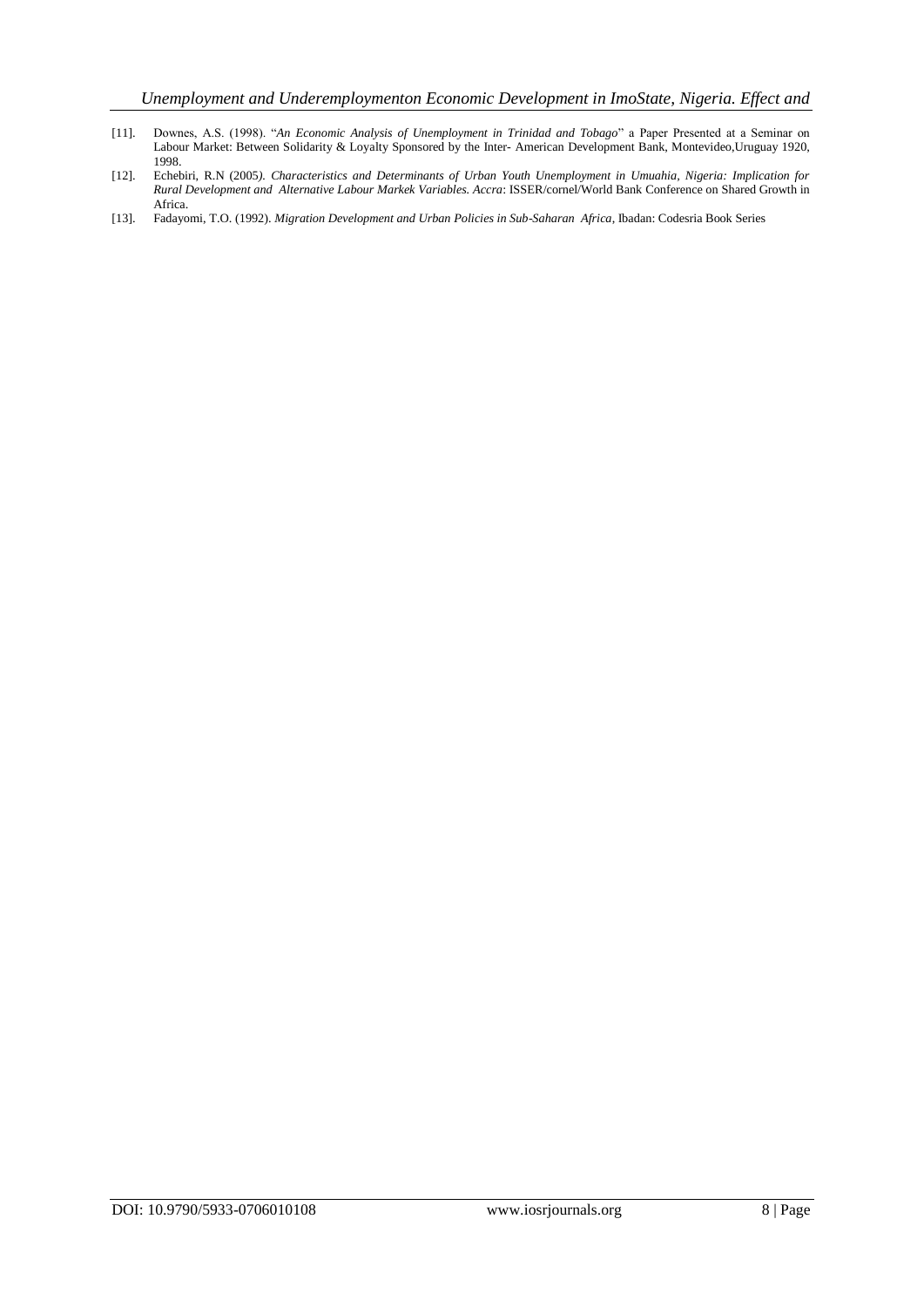[11]. Downes, A.S. (1998). "*An Economic Analysis of Unemployment in Trinidad and Tobago*" a Paper Presented at a Seminar on Labour Market: Between Solidarity & Loyalty Sponsored by the Inter- American Development Bank, Montevideo,Uruguay 1920, 1998.

[12]. Echebiri, R.N (2005*). Characteristics and Determinants of Urban Youth Unemployment in Umuahia, Nigeria: Implication for Rural Development and Alternative Labour Markek Variables. Accra*: ISSER/cornel/World Bank Conference on Shared Growth in Africa.

[13]. Fadayomi, T.O. (1992). *Migration Development and Urban Policies in Sub-Saharan Africa*, Ibadan: Codesria Book Series